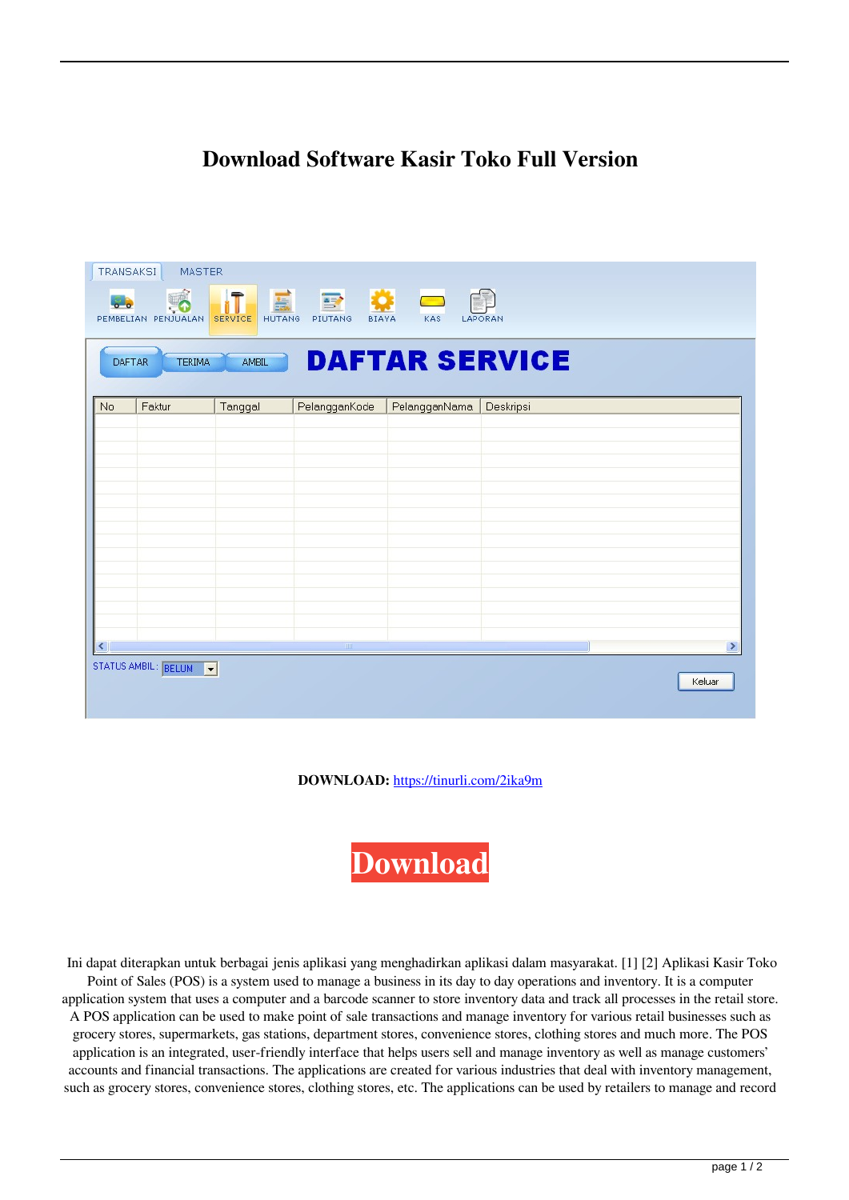# Download Software Kasir Toko Full Version

**DOWNLOAD:** https://tinurli.com/2ika9m

Download

Ini dapat diterapkan untuk berbagai jenis aplikasi yang menghadirkan aplikasi dalam masyarakat. [1] [2] Aplikasi Kasir Toko Point of Sales (POS) is a system used to manage a business in its day to day operations and inventory. It is a computer application system that uses a computer and a barcode scanner to store inventory data and track all processes in the retail store. A POS application can be used to make point of sale transactions and manage inventory for various retail businesses such as grocery stores, supermarkets, gas stations, department stores, convenience stores, clothing stores and much more. The POS application is an integrated, user-friendly interface that helps users sell and manage inventory as well as manage customers' accounts and financial transactions. The applications are created for various industries that deal with inventory management, such as grocery stores, convenience stores, clothing stores, etc. The applications can be used by retailers to manage and record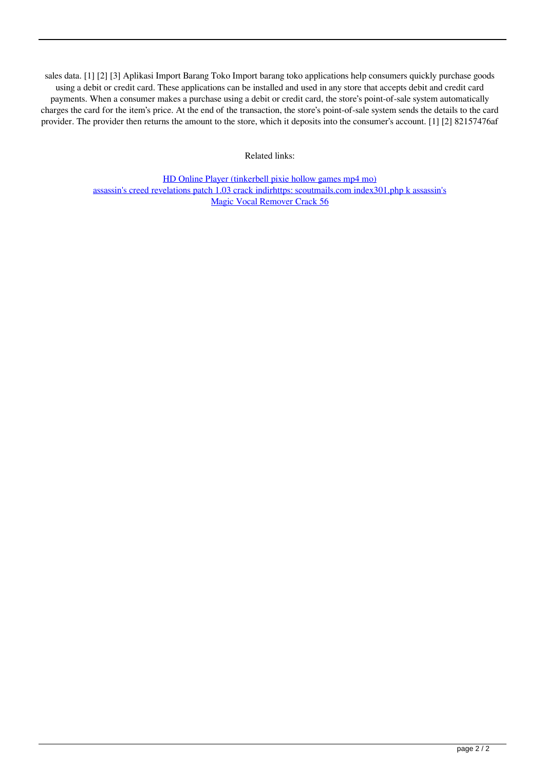sales data. [1] [2] [3] Aplikasi Import Barang Toko Import barang toko applications help consumers quickly purchase goods using a debit or credit card. These applications can be installed and used in any store that accepts debit and credit card payments. When a consumer makes a purchase using a debit or credit card, the store's point-of-sale system automatically charges the card for the item's price. At the end of the transaction, the store's point-of-sale system sends the details to the card provider. The provider then returns the amount to the store, which it deposits into the consumer's account. [1] [2] 82157476af

Related links:

HD Online Player (tinkerbell pixie hollow games mp4 mo)
assassin's creed revelations patch 1.03 crack indirhttps: scoutmails.com index301.php k assassin's
Magic Vocal Remover Crack 56